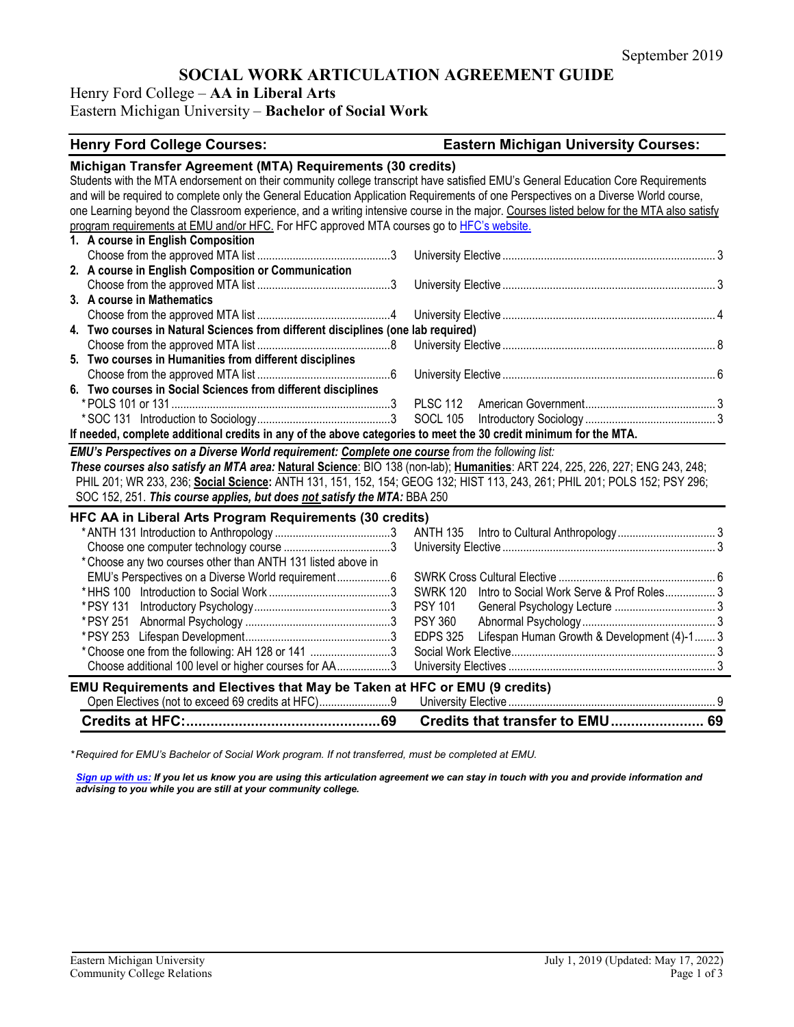September 2019

# SOCIAL WORK ARTICULATION AGREEMENT GUIDE

Henry Ford College – **AA in Liberal Arts**
Eastern Michigan University – **Bachelor of Social Work**

| Henry Ford College Courses: | | Eastern Michigan University Courses: | |
|---|---|---|---|
| **Michigan Transfer Agreement (MTA) Requirements (30 credits)** | | | |

Students with the MTA endorsement on their community college transcript have satisfied EMU's General Education Core Requirements and will be required to complete only the General Education Application Requirements of one Perspectives on a Diverse World course, one Learning beyond the Classroom experience, and a writing intensive course in the major. Courses listed below for the MTA also satisfy program requirements at EMU and/or HFC. For HFC approved MTA courses go to HFC's website.

| Henry Ford College Courses | Credits | Eastern Michigan University Courses | Credits |
|---|---|---|---|
| **1. A course in English Composition** | | | |
| Choose from the approved MTA list | 3 | University Elective | 3 |
| **2. A course in English Composition or Communication** | | | |
| Choose from the approved MTA list | 3 | University Elective | 3 |
| **3. A course in Mathematics** | | | |
| Choose from the approved MTA list | 4 | University Elective | 4 |
| **4. Two courses in Natural Sciences from different disciplines (one lab required)** | | | |
| Choose from the approved MTA list | 8 | University Elective | 8 |
| **5. Two courses in Humanities from different disciplines** | | | |
| Choose from the approved MTA list | 6 | University Elective | 6 |
| **6. Two courses in Social Sciences from different disciplines** | | | |
| *POLS 101 or 131 | 3 | PLSC 112 American Government | 3 |
| *SOC 131 Introduction to Sociology | 3 | SOCL 105 Introductory Sociology | 3 |

**If needed, complete additional credits in any of the above categories to meet the 30 credit minimum for the MTA.**

***EMU's Perspectives on a Diverse World requirement: Complete one course** from the following list:*
***These courses also satisfy an MTA area:* Natural Science**: BIO 138 (non-lab); **Humanities**: ART 224, 225, 226, 227; ENG 243, 248; PHIL 201; WR 233, 236; **Social Science:** ANTH 131, 151, 152, 154; GEOG 132; HIST 113, 243, 261; PHIL 201; POLS 152; PSY 296; SOC 152, 251. ***This course applies, but does not satisfy the MTA:*** BBA 250

| **HFC AA in Liberal Arts Program Requirements (30 credits)** | | | |
|---|---|---|---|
| *ANTH 131 Introduction to Anthropology | 3 | ANTH 135 Intro to Cultural Anthropology | 3 |
| Choose one computer technology course | 3 | University Elective | 3 |
| *Choose any two courses other than ANTH 131 listed above in EMU's Perspectives on a Diverse World requirement | 6 | SWRK Cross Cultural Elective | 6 |
| *HHS 100 Introduction to Social Work | 3 | SWRK 120 Intro to Social Work Serve & Prof Roles | 3 |
| *PSY 131 Introductory Psychology | 3 | PSY 101 General Psychology Lecture | 3 |
| *PSY 251 Abnormal Psychology | 3 | PSY 360 Abnormal Psychology | 3 |
| *PSY 253 Lifespan Development | 3 | EDPS 325 Lifespan Human Growth & Development (4)-1 | 3 |
| *Choose one from the following: AH 128 or 141 | 3 | Social Work Elective | 3 |
| Choose additional 100 level or higher courses for AA | 3 | University Electives | 3 |
| **EMU Requirements and Electives that May be Taken at HFC or EMU (9 credits)** | | | |
| Open Electives (not to exceed 69 credits at HFC) | 9 | University Elective | 9 |
| **Credits at HFC:** | **69** | **Credits that transfer to EMU** | **69** |

**Required for EMU's Bachelor of Social Work program. If not transferred, must be completed at EMU.*

***Sign up with us:** If you let us know you are using this articulation agreement we can stay in touch with you and provide information and advising to you while you are still at your community college.*

Eastern Michigan University
Community College Relations

July 1, 2019 (Updated: May 17, 2022)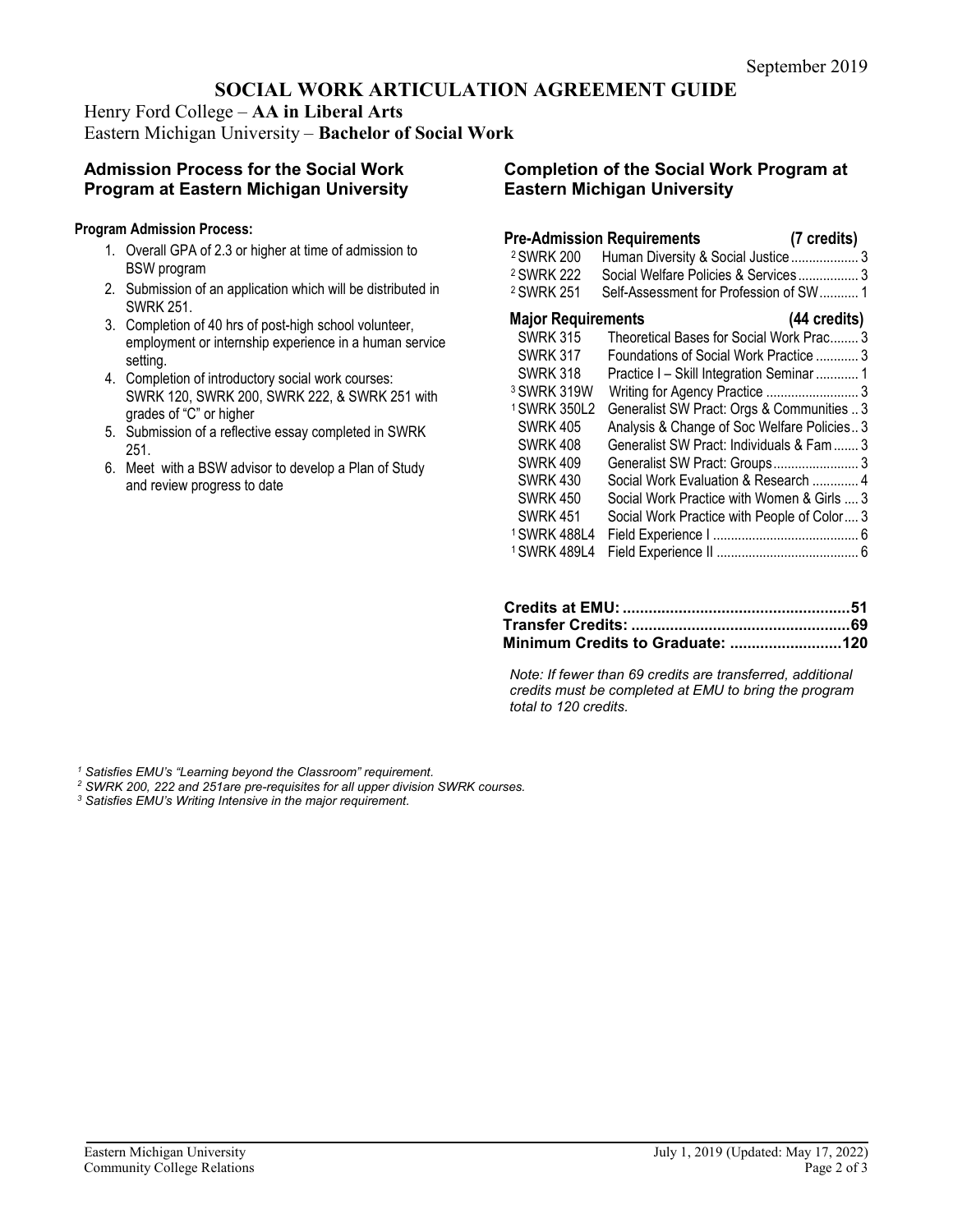September 2019

# SOCIAL WORK ARTICULATION AGREEMENT GUIDE

Henry Ford College – **AA in Liberal Arts**
Eastern Michigan University – **Bachelor of Social Work**

## Admission Process for the Social Work Program at Eastern Michigan University

**Program Admission Process:**

1. Overall GPA of 2.3 or higher at time of admission to BSW program
2. Submission of an application which will be distributed in SWRK 251.
3. Completion of 40 hrs of post-high school volunteer, employment or internship experience in a human service setting.
4. Completion of introductory social work courses: SWRK 120, SWRK 200, SWRK 222, & SWRK 251 with grades of "C" or higher
5. Submission of a reflective essay completed in SWRK 251.
6. Meet with a BSW advisor to develop a Plan of Study and review progress to date

## Completion of the Social Work Program at Eastern Michigan University

| **Pre-Admission Requirements** | | **(7 credits)** |
|---|---|---|
| [2] SWRK 200 | Human Diversity & Social Justice | 3 |
| [2] SWRK 222 | Social Welfare Policies & Services | 3 |
| [2] SWRK 251 | Self-Assessment for Profession of SW | 1 |
| **Major Requirements** | | **(44 credits)** |
| SWRK 315 | Theoretical Bases for Social Work Prac | 3 |
| SWRK 317 | Foundations of Social Work Practice | 3 |
| SWRK 318 | Practice I – Skill Integration Seminar | 1 |
| [3] SWRK 319W | Writing for Agency Practice | 3 |
| [1] SWRK 350L2 | Generalist SW Pract: Orgs & Communities | 3 |
| SWRK 405 | Analysis & Change of Soc Welfare Policies | 3 |
| SWRK 408 | Generalist SW Pract: Individuals & Fam | 3 |
| SWRK 409 | Generalist SW Pract: Groups | 3 |
| SWRK 430 | Social Work Evaluation & Research | 4 |
| SWRK 450 | Social Work Practice with Women & Girls | 3 |
| SWRK 451 | Social Work Practice with People of Color | 3 |
| [1] SWRK 488L4 | Field Experience I | 6 |
| [1] SWRK 489L4 | Field Experience II | 6 |

**Credits at EMU: 51**
**Transfer Credits: 69**
**Minimum Credits to Graduate: 120**

*Note: If fewer than 69 credits are transferred, additional credits must be completed at EMU to bring the program total to 120 credits.*

*[1] Satisfies EMU's "Learning beyond the Classroom" requirement.*
*[2] SWRK 200, 222 and 251are pre-requisites for all upper division SWRK courses.*
*[3] Satisfies EMU's Writing Intensive in the major requirement.*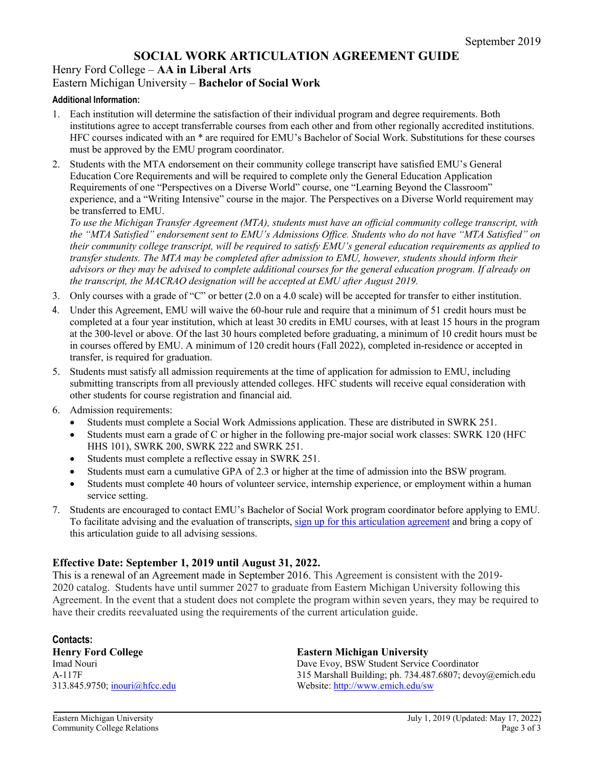September 2019

# SOCIAL WORK ARTICULATION AGREEMENT GUIDE

## Henry Ford College – **AA in Liberal Arts**
## Eastern Michigan University – **Bachelor of Social Work**

**Additional Information:**

1. Each institution will determine the satisfaction of their individual program and degree requirements. Both institutions agree to accept transferrable courses from each other and from other regionally accredited institutions. HFC courses indicated with an * are required for EMU's Bachelor of Social Work. Substitutions for these courses must be approved by the EMU program coordinator.
2. Students with the MTA endorsement on their community college transcript have satisfied EMU's General Education Core Requirements and will be required to complete only the General Education Application Requirements of one "Perspectives on a Diverse World" course, one "Learning Beyond the Classroom" experience, and a "Writing Intensive" course in the major. The Perspectives on a Diverse World requirement may be transferred to EMU.
   *To use the Michigan Transfer Agreement (MTA), students must have an official community college transcript, with the "MTA Satisfied" endorsement sent to EMU's Admissions Office. Students who do not have "MTA Satisfied" on their community college transcript, will be required to satisfy EMU's general education requirements as applied to transfer students. The MTA may be completed after admission to EMU, however, students should inform their advisors or they may be advised to complete additional courses for the general education program. If already on the transcript, the MACRAO designation will be accepted at EMU after August 2019.*
3. Only courses with a grade of "C" or better (2.0 on a 4.0 scale) will be accepted for transfer to either institution.
4. Under this Agreement, EMU will waive the 60-hour rule and require that a minimum of 51 credit hours must be completed at a four year institution, which at least 30 credits in EMU courses, with at least 15 hours in the program at the 300-level or above. Of the last 30 hours completed before graduating, a minimum of 10 credit hours must be in courses offered by EMU. A minimum of 120 credit hours (Fall 2022), completed in-residence or accepted in transfer, is required for graduation.
5. Students must satisfy all admission requirements at the time of application for admission to EMU, including submitting transcripts from all previously attended colleges. HFC students will receive equal consideration with other students for course registration and financial aid.
6. Admission requirements:
   - Students must complete a Social Work Admissions application. These are distributed in SWRK 251.
   - Students must earn a grade of C or higher in the following pre-major social work classes: SWRK 120 (HFC HHS 101), SWRK 200, SWRK 222 and SWRK 251.
   - Students must complete a reflective essay in SWRK 251.
   - Students must earn a cumulative GPA of 2.3 or higher at the time of admission into the BSW program.
   - Students must complete 40 hours of volunteer service, internship experience, or employment within a human service setting.
7. Students are encouraged to contact EMU's Bachelor of Social Work program coordinator before applying to EMU. To facilitate advising and the evaluation of transcripts, sign up for this articulation agreement and bring a copy of this articulation guide to all advising sessions.

## Effective Date: September 1, 2019 until August 31, 2022.

This is a renewal of an Agreement made in September 2016. This Agreement is consistent with the 2019-2020 catalog. Students have until summer 2027 to graduate from Eastern Michigan University following this Agreement. In the event that a student does not complete the program within seven years, they may be required to have their credits reevaluated using the requirements of the current articulation guide.

**Contacts:**

**Henry Ford College**
Imad Nouri
A-117F
313.845.9750; inouri@hfcc.edu

**Eastern Michigan University**
Dave Evoy, BSW Student Service Coordinator
315 Marshall Building; ph. 734.487.6807; devoy@emich.edu
Website: http://www.emich.edu/sw

Eastern Michigan University
Community College Relations

July 1, 2019 (Updated: May 17, 2022)